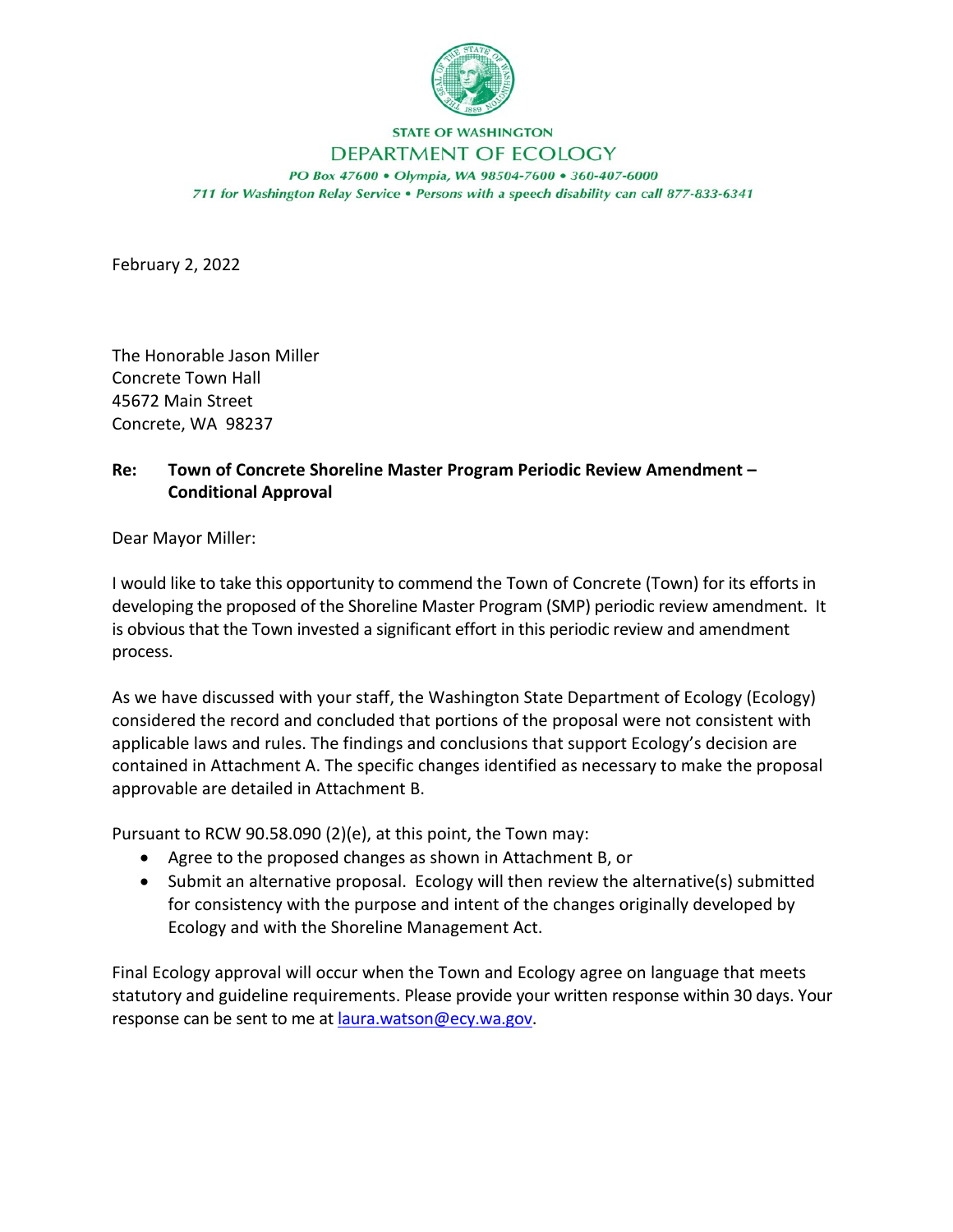STATE OF WASHINGTON
DEPARTMENT OF ECOLOGY
*PO Box 47600 • Olympia, WA 98504-7600 • 360-407-6000*
*711 for Washington Relay Service • Persons with a speech disability can call 877-833-6341*

February 2, 2022

The Honorable Jason Miller
Concrete Town Hall
45672 Main Street
Concrete, WA 98237

**Re: Town of Concrete Shoreline Master Program Periodic Review Amendment – Conditional Approval**

Dear Mayor Miller:

I would like to take this opportunity to commend the Town of Concrete (Town) for its efforts in developing the proposed of the Shoreline Master Program (SMP) periodic review amendment. It is obvious that the Town invested a significant effort in this periodic review and amendment process.

As we have discussed with your staff, the Washington State Department of Ecology (Ecology) considered the record and concluded that portions of the proposal were not consistent with applicable laws and rules. The findings and conclusions that support Ecology's decision are contained in Attachment A. The specific changes identified as necessary to make the proposal approvable are detailed in Attachment B.

Pursuant to RCW 90.58.090 (2)(e), at this point, the Town may:

- Agree to the proposed changes as shown in Attachment B, or
- Submit an alternative proposal. Ecology will then review the alternative(s) submitted for consistency with the purpose and intent of the changes originally developed by Ecology and with the Shoreline Management Act.

Final Ecology approval will occur when the Town and Ecology agree on language that meets statutory and guideline requirements. Please provide your written response within 30 days. Your response can be sent to me at laura.watson@ecy.wa.gov.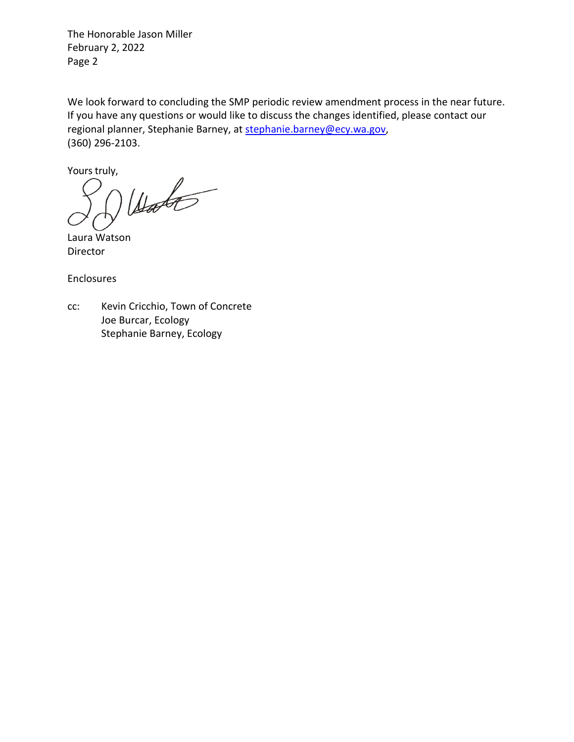The Honorable Jason Miller
February 2, 2022

We look forward to concluding the SMP periodic review amendment process in the near future. If you have any questions or would like to discuss the changes identified, please contact our regional planner, Stephanie Barney, at stephanie.barney@ecy.wa.gov, (360) 296-2103.

Yours truly,

Laura Watson
Director

Enclosures

cc: Kevin Cricchio, Town of Concrete
Joe Burcar, Ecology
Stephanie Barney, Ecology